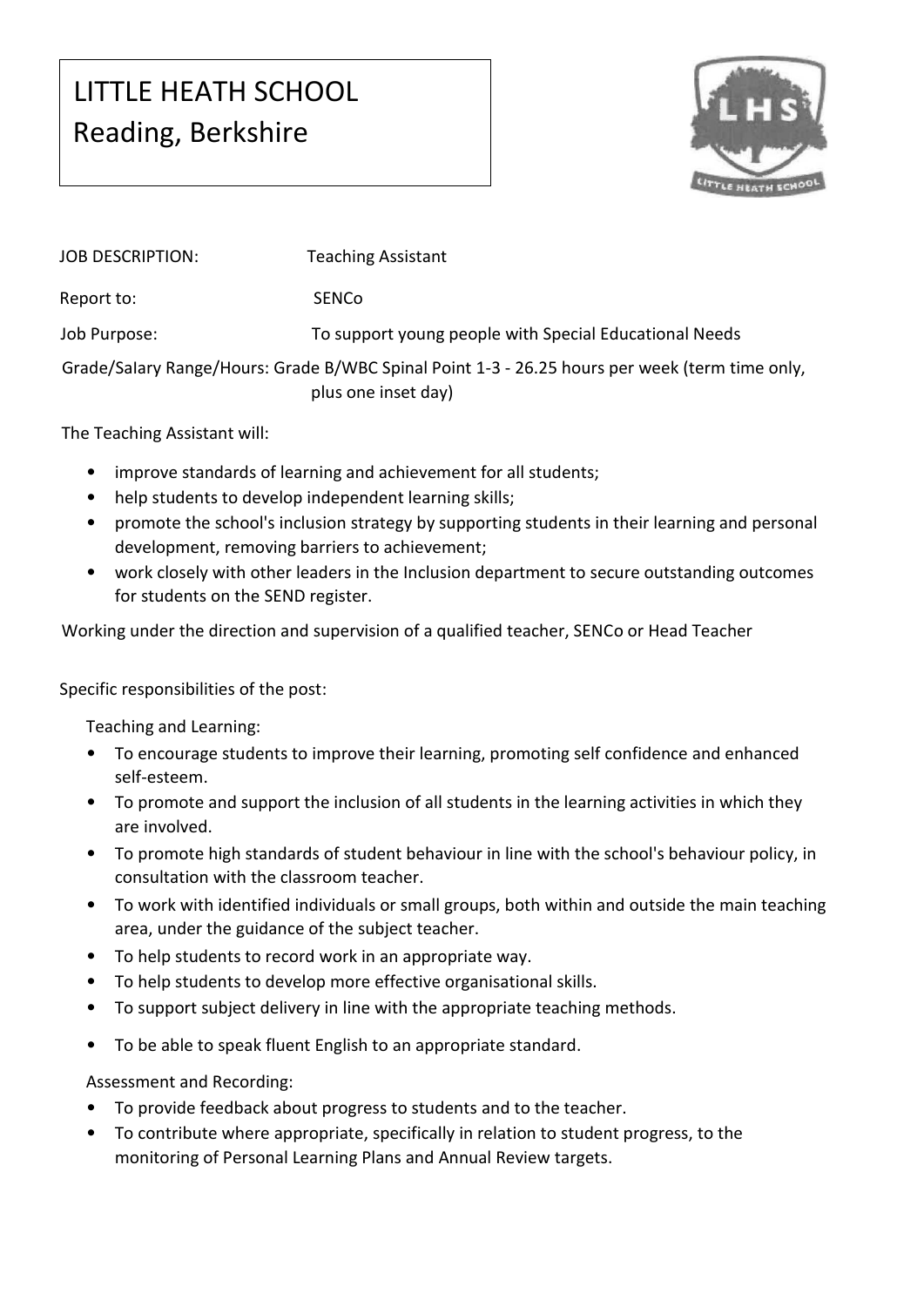# LITTLE HEATH SCHOOL
# Reading, Berkshire

| | |
|---|---|
| JOB DESCRIPTION: | Teaching Assistant |
| Report to: | SENCo |
| Job Purpose: | To support young people with Special Educational Needs |
| Grade/Salary Range/Hours: | Grade B/WBC Spinal Point 1-3 - 26.25 hours per week (term time only, plus one inset day) |

The Teaching Assistant will:

- improve standards of learning and achievement for all students;
- help students to develop independent learning skills;
- promote the school's inclusion strategy by supporting students in their learning and personal development, removing barriers to achievement;
- work closely with other leaders in the Inclusion department to secure outstanding outcomes for students on the SEND register.

Working under the direction and supervision of a qualified teacher, SENCo or Head Teacher

Specific responsibilities of the post:

Teaching and Learning:

- To encourage students to improve their learning, promoting self confidence and enhanced self-esteem.
- To promote and support the inclusion of all students in the learning activities in which they are involved.
- To promote high standards of student behaviour in line with the school's behaviour policy, in consultation with the classroom teacher.
- To work with identified individuals or small groups, both within and outside the main teaching area, under the guidance of the subject teacher.
- To help students to record work in an appropriate way.
- To help students to develop more effective organisational skills.
- To support subject delivery in line with the appropriate teaching methods.
- To be able to speak fluent English to an appropriate standard.

Assessment and Recording:

- To provide feedback about progress to students and to the teacher.
- To contribute where appropriate, specifically in relation to student progress, to the monitoring of Personal Learning Plans and Annual Review targets.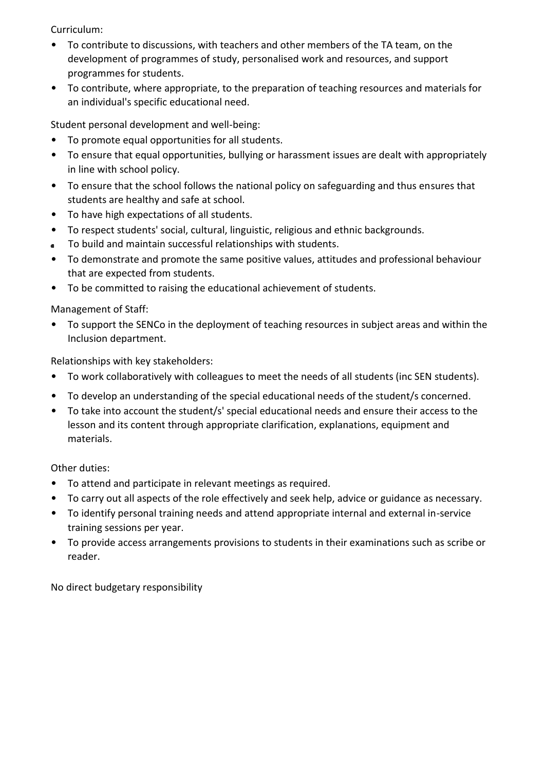Curriculum:

- To contribute to discussions, with teachers and other members of the TA team, on the development of programmes of study, personalised work and resources, and support programmes for students.
- To contribute, where appropriate, to the preparation of teaching resources and materials for an individual's specific educational need.

Student personal development and well-being:

- To promote equal opportunities for all students.
- To ensure that equal opportunities, bullying or harassment issues are dealt with appropriately in line with school policy.
- To ensure that the school follows the national policy on safeguarding and thus ensures that students are healthy and safe at school.
- To have high expectations of all students.
- To respect students' social, cultural, linguistic, religious and ethnic backgrounds.
- To build and maintain successful relationships with students.
- To demonstrate and promote the same positive values, attitudes and professional behaviour that are expected from students.
- To be committed to raising the educational achievement of students.

Management of Staff:

- To support the SENCo in the deployment of teaching resources in subject areas and within the Inclusion department.

Relationships with key stakeholders:

- To work collaboratively with colleagues to meet the needs of all students (inc SEN students).
- To develop an understanding of the special educational needs of the student/s concerned.
- To take into account the student/s' special educational needs and ensure their access to the lesson and its content through appropriate clarification, explanations, equipment and materials.

Other duties:

- To attend and participate in relevant meetings as required.
- To carry out all aspects of the role effectively and seek help, advice or guidance as necessary.
- To identify personal training needs and attend appropriate internal and external in-service training sessions per year.
- To provide access arrangements provisions to students in their examinations such as scribe or reader.

No direct budgetary responsibility